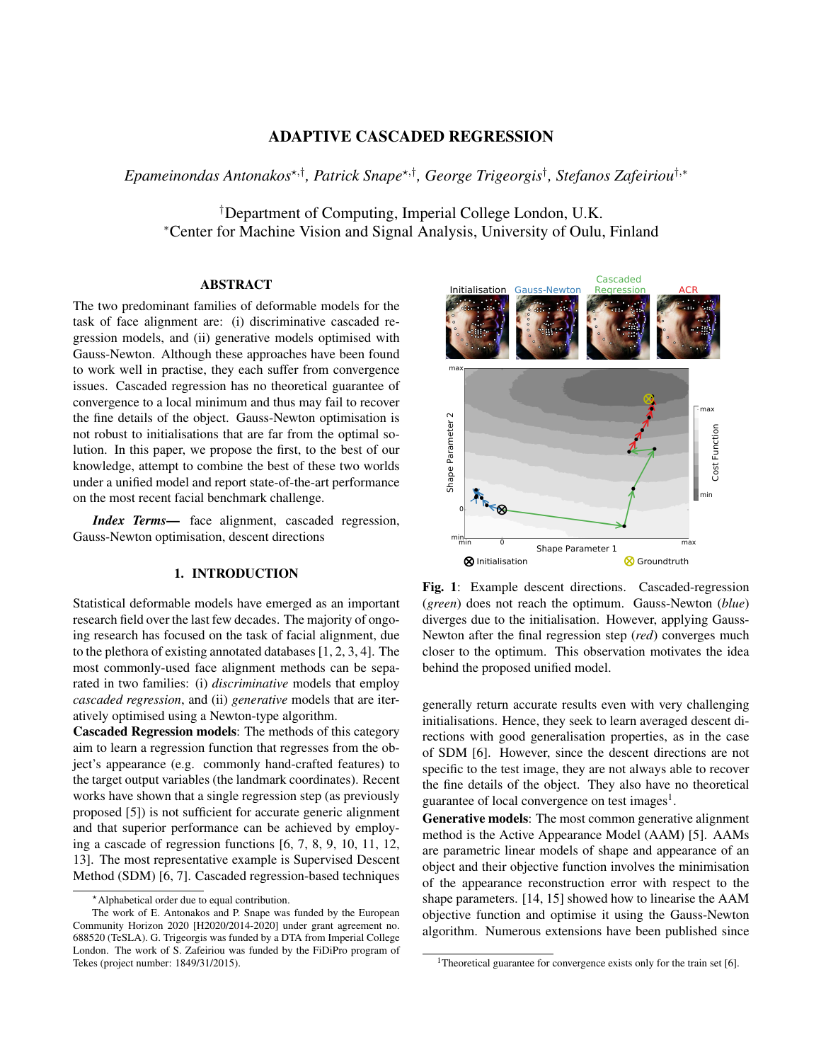# ADAPTIVE CASCADED REGRESSION

*Epameinondas Antonakos[⋆,†], Patrick Snape[⋆,†], George Trigeorgis[†], Stefanos Zafeiriou[†,∗]*

[†]Department of Computing, Imperial College London, U.K.
[∗]Center for Machine Vision and Signal Analysis, University of Oulu, Finland

## ABSTRACT

The two predominant families of deformable models for the task of face alignment are: (i) discriminative cascaded regression models, and (ii) generative models optimised with Gauss-Newton. Although these approaches have been found to work well in practise, they each suffer from convergence issues. Cascaded regression has no theoretical guarantee of convergence to a local minimum and thus may fail to recover the fine details of the object. Gauss-Newton optimisation is not robust to initialisations that are far from the optimal solution. In this paper, we propose the first, to the best of our knowledge, attempt to combine the best of these two worlds under a unified model and report state-of-the-art performance on the most recent facial benchmark challenge.

***Index Terms*—** face alignment, cascaded regression, Gauss-Newton optimisation, descent directions

## 1. INTRODUCTION

Statistical deformable models have emerged as an important research field over the last few decades. The majority of ongoing research has focused on the task of facial alignment, due to the plethora of existing annotated databases [1, 2, 3, 4]. The most commonly-used face alignment methods can be separated in two families: (i) *discriminative* models that employ *cascaded regression*, and (ii) *generative* models that are iteratively optimised using a Newton-type algorithm.

**Cascaded Regression models**: The methods of this category aim to learn a regression function that regresses from the object's appearance (e.g. commonly hand-crafted features) to the target output variables (the landmark coordinates). Recent works have shown that a single regression step (as previously proposed [5]) is not sufficient for accurate generic alignment and that superior performance can be achieved by employing a cascade of regression functions [6, 7, 8, 9, 10, 11, 12, 13]. The most representative example is Supervised Descent Method (SDM) [6, 7]. Cascaded regression-based techniques generally return accurate results even with very challenging initialisations. Hence, they seek to learn averaged descent directions with good generalisation properties, as in the case of SDM [6]. However, since the descent directions are not specific to the test image, they are not always able to recover the fine details of the object. They also have no theoretical guarantee of local convergence on test images[1].

**Generative models**: The most common generative alignment method is the Active Appearance Model (AAM) [5]. AAMs are parametric linear models of shape and appearance of an object and their objective function involves the minimisation of the appearance reconstruction error with respect to the shape parameters. [14, 15] showed how to linearise the AAM objective function and optimise it using the Gauss-Newton algorithm. Numerous extensions have been published since

**Fig. 1**: Example descent directions. Cascaded-regression (*green*) does not reach the optimum. Gauss-Newton (*blue*) diverges due to the initialisation. However, applying Gauss-Newton after the final regression step (*red*) converges much closer to the optimum. This observation motivates the idea behind the proposed unified model.

[⋆]Alphabetical order due to equal contribution.

The work of E. Antonakos and P. Snape was funded by the European Community Horizon 2020 [H2020/2014-2020] under grant agreement no. 688520 (TeSLA). G. Trigeorgis was funded by a DTA from Imperial College London. The work of S. Zafeiriou was funded by the FiDiPro program of Tekes (project number: 1849/31/2015).

[1]Theoretical guarantee for convergence exists only for the train set [6].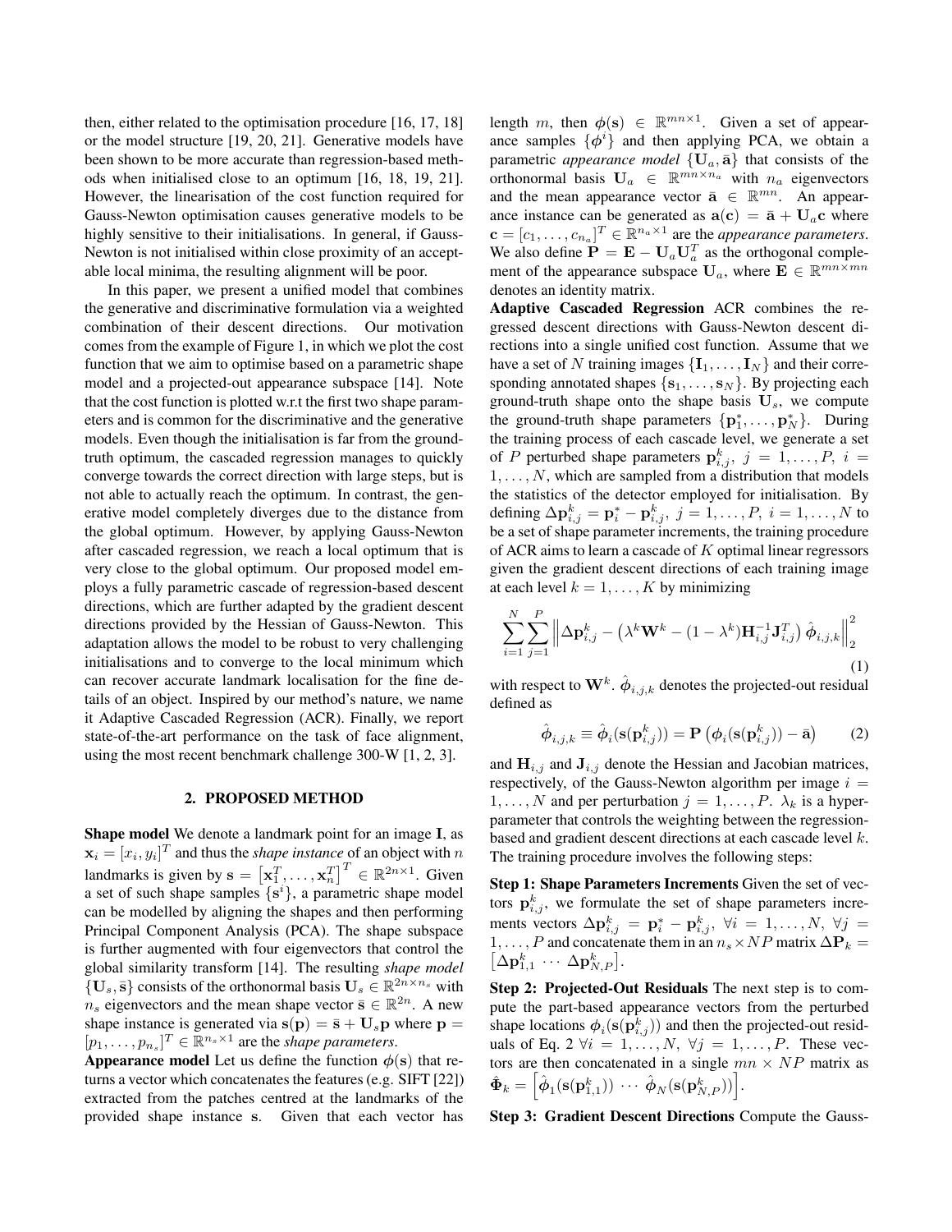then, either related to the optimisation procedure [16, 17, 18] or the model structure [19, 20, 21]. Generative models have been shown to be more accurate than regression-based methods when initialised close to an optimum [16, 18, 19, 21]. However, the linearisation of the cost function required for Gauss-Newton optimisation causes generative models to be highly sensitive to their initialisations. In general, if Gauss-Newton is not initialised within close proximity of an acceptable local minima, the resulting alignment will be poor.

In this paper, we present a unified model that combines the generative and discriminative formulation via a weighted combination of their descent directions. Our motivation comes from the example of Figure 1, in which we plot the cost function that we aim to optimise based on a parametric shape model and a projected-out appearance subspace [14]. Note that the cost function is plotted w.r.t the first two shape parameters and is common for the discriminative and the generative models. Even though the initialisation is far from the ground-truth optimum, the cascaded regression manages to quickly converge towards the correct direction with large steps, but is not able to actually reach the optimum. In contrast, the generative model completely diverges due to the distance from the global optimum. However, by applying Gauss-Newton after cascaded regression, we reach a local optimum that is very close to the global optimum. Our proposed model employs a fully parametric cascade of regression-based descent directions, which are further adapted by the gradient descent directions provided by the Hessian of Gauss-Newton. This adaptation allows the model to be robust to very challenging initialisations and to converge to the local minimum which can recover accurate landmark localisation for the fine details of an object. Inspired by our method's nature, we name it Adaptive Cascaded Regression (ACR). Finally, we report state-of-the-art performance on the task of face alignment, using the most recent benchmark challenge 300-W [1, 2, 3].

## 2. PROPOSED METHOD

**Shape model** We denote a landmark point for an image $\mathbf{I}$, as $\mathbf{x}_i = [x_i, y_i]^T$ and thus the *shape instance* of an object with $n$ landmarks is given by $\mathbf{s} = \left[\mathbf{x}_1^T, \ldots, \mathbf{x}_n^T\right]^T \in \mathbb{R}^{2n \times 1}$. Given a set of such shape samples $\{\mathbf{s}^i\}$, a parametric shape model can be modelled by aligning the shapes and then performing Principal Component Analysis (PCA). The shape subspace is further augmented with four eigenvectors that control the global similarity transform [14]. The resulting *shape model* $\{\mathbf{U}_s, \bar{\mathbf{s}}\}$ consists of the orthonormal basis $\mathbf{U}_s \in \mathbb{R}^{2n \times n_s}$ with $n_s$ eigenvectors and the mean shape vector $\bar{\mathbf{s}} \in \mathbb{R}^{2n}$. A new shape instance is generated via $\mathbf{s}(\mathbf{p}) = \bar{\mathbf{s}} + \mathbf{U}_s\mathbf{p}$ where $\mathbf{p} = [p_1, \ldots, p_{n_s}]^T \in \mathbb{R}^{n_s \times 1}$ are the *shape parameters*.

**Appearance model** Let us define the function $\boldsymbol{\phi}(\mathbf{s})$ that returns a vector which concatenates the features (e.g. SIFT [22]) extracted from the patches centred at the landmarks of the provided shape instance $\mathbf{s}$. Given that each vector has length $m$, then $\boldsymbol{\phi}(\mathbf{s}) \in \mathbb{R}^{mn \times 1}$. Given a set of appearance samples $\{\boldsymbol{\phi}^i\}$ and then applying PCA, we obtain a parametric *appearance model* $\{\mathbf{U}_a, \bar{\mathbf{a}}\}$ that consists of the orthonormal basis $\mathbf{U}_a \in \mathbb{R}^{mn \times n_a}$ with $n_a$ eigenvectors and the mean appearance vector $\bar{\mathbf{a}} \in \mathbb{R}^{mn}$. An appearance instance can be generated as $\mathbf{a}(\mathbf{c}) = \bar{\mathbf{a}} + \mathbf{U}_a\mathbf{c}$ where $\mathbf{c} = [c_1, \ldots, c_{n_a}]^T \in \mathbb{R}^{n_a \times 1}$ are the *appearance parameters*. We also define $\mathbf{P} = \mathbf{E} - \mathbf{U}_a\mathbf{U}_a^T$ as the orthogonal complement of the appearance subspace $\mathbf{U}_a$, where $\mathbf{E} \in \mathbb{R}^{mn \times mn}$ denotes an identity matrix.

**Adaptive Cascaded Regression** ACR combines the regressed descent directions with Gauss-Newton descent directions into a single unified cost function. Assume that we have a set of $N$ training images $\{\mathbf{I}_1, \ldots, \mathbf{I}_N\}$ and their corresponding annotated shapes $\{\mathbf{s}_1, \ldots, \mathbf{s}_N\}$. By projecting each ground-truth shape onto the shape basis $\mathbf{U}_s$, we compute the ground-truth shape parameters $\{\mathbf{p}_1^*, \ldots, \mathbf{p}_N^*\}$. During the training process of each cascade level, we generate a set of $P$ perturbed shape parameters $\mathbf{p}_{i,j}^k,\ j = 1, \ldots, P,\ i = 1, \ldots, N$, which are sampled from a distribution that models the statistics of the detector employed for initialisation. By defining $\Delta\mathbf{p}_{i,j}^k = \mathbf{p}_i^* - \mathbf{p}_{i,j}^k,\ j = 1, \ldots, P,\ i = 1, \ldots, N$ to be a set of shape parameter increments, the training procedure of ACR aims to learn a cascade of $K$ optimal linear regressors given the gradient descent directions of each training image at each level $k = 1, \ldots, K$ by minimizing

$$\sum_{i=1}^{N}\sum_{j=1}^{P}\left\|\Delta\mathbf{p}_{i,j}^k - \left(\lambda^k\mathbf{W}^k - (1-\lambda^k)\mathbf{H}_{i,j}^{-1}\mathbf{J}_{i,j}^T\right)\hat{\boldsymbol{\phi}}_{i,j,k}\right\|_2^2 \tag{1}$$

with respect to $\mathbf{W}^k$. $\hat{\boldsymbol{\phi}}_{i,j,k}$ denotes the projected-out residual defined as

$$\hat{\boldsymbol{\phi}}_{i,j,k} \equiv \hat{\boldsymbol{\phi}}_i(\mathbf{s}(\mathbf{p}_{i,j}^k)) = \mathbf{P}\left(\boldsymbol{\phi}_i(\mathbf{s}(\mathbf{p}_{i,j}^k)) - \bar{\mathbf{a}}\right) \tag{2}$$

and $\mathbf{H}_{i,j}$ and $\mathbf{J}_{i,j}$ denote the Hessian and Jacobian matrices, respectively, of the Gauss-Newton algorithm per image $i = 1, \ldots, N$ and per perturbation $j = 1, \ldots, P$. $\lambda_k$ is a hyperparameter that controls the weighting between the regression-based and gradient descent directions at each cascade level $k$. The training procedure involves the following steps:

**Step 1: Shape Parameters Increments** Given the set of vectors $\mathbf{p}_{i,j}^k$, we formulate the set of shape parameters increments vectors $\Delta\mathbf{p}_{i,j}^k = \mathbf{p}_i^* - \mathbf{p}_{i,j}^k,\ \forall i = 1, \ldots, N,\ \forall j = 1, \ldots, P$ and concatenate them in an $n_s \times NP$ matrix $\Delta\mathbf{P}_k = \left[\Delta\mathbf{p}_{1,1}^k \cdots \Delta\mathbf{p}_{N,P}^k\right]$.

**Step 2: Projected-Out Residuals** The next step is to compute the part-based appearance vectors from the perturbed shape locations $\boldsymbol{\phi}_i(\mathbf{s}(\mathbf{p}_{i,j}^k))$ and then the projected-out residuals of Eq. 2 $\forall i = 1, \ldots, N,\ \forall j = 1, \ldots, P$. These vectors are then concatenated in a single $mn \times NP$ matrix as $\hat{\boldsymbol{\Phi}}_k = \left[\hat{\boldsymbol{\phi}}_1(\mathbf{s}(\mathbf{p}_{1,1}^k)) \cdots \hat{\boldsymbol{\phi}}_N(\mathbf{s}(\mathbf{p}_{N,P}^k))\right]$.

**Step 3: Gradient Descent Directions** Compute the Gauss-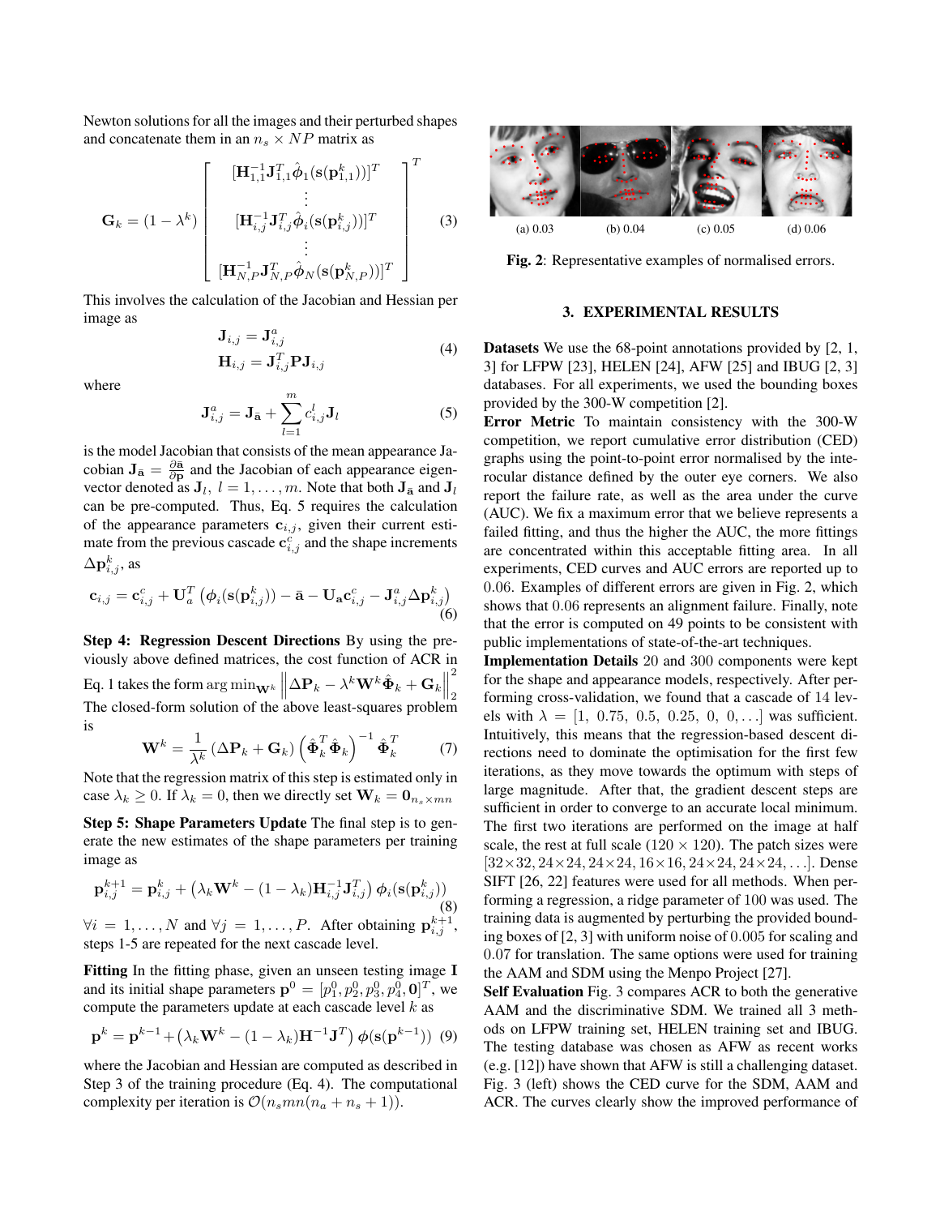Newton solutions for all the images and their perturbed shapes and concatenate them in an $n_s \times NP$ matrix as

$$\mathbf{G}_k = (1 - \lambda^k) \begin{bmatrix} [\mathbf{H}_{1,1}^{-1} \mathbf{J}_{1,1}^T \hat{\boldsymbol{\phi}}_1(\mathbf{s}(\mathbf{p}_{1,1}^k))]^T \\ \vdots \\ [\mathbf{H}_{i,j}^{-1} \mathbf{J}_{i,j}^T \hat{\boldsymbol{\phi}}_i(\mathbf{s}(\mathbf{p}_{i,j}^k))]^T \\ \vdots \\ [\mathbf{H}_{N,P}^{-1} \mathbf{J}_{N,P}^T \hat{\boldsymbol{\phi}}_N(\mathbf{s}(\mathbf{p}_{N,P}^k))]^T \end{bmatrix}^T \quad (3)$$

This involves the calculation of the Jacobian and Hessian per image as

$$\begin{aligned} \mathbf{J}_{i,j} &= \mathbf{J}_{i,j}^a \\ \mathbf{H}_{i,j} &= \mathbf{J}_{i,j}^T \mathbf{P} \mathbf{J}_{i,j} \end{aligned} \quad (4)$$

where

$$\mathbf{J}_{i,j}^a = \mathbf{J}_{\bar{\mathbf{a}}} + \sum_{l=1}^{m} c_{i,j}^l \mathbf{J}_l \quad (5)$$

is the model Jacobian that consists of the mean appearance Jacobian $\mathbf{J}_{\bar{\mathbf{a}}} = \frac{\partial \bar{\mathbf{a}}}{\partial \mathbf{p}}$ and the Jacobian of each appearance eigenvector denoted as $\mathbf{J}_l$, $l = 1, \ldots, m$. Note that both $\mathbf{J}_{\bar{\mathbf{a}}}$ and $\mathbf{J}_l$ can be pre-computed. Thus, Eq. 5 requires the calculation of the appearance parameters $\mathbf{c}_{i,j}$, given their current estimate from the previous cascade $\mathbf{c}_{i,j}^c$ and the shape increments $\Delta \mathbf{p}_{i,j}^k$, as

$$\mathbf{c}_{i,j} = \mathbf{c}_{i,j}^c + \mathbf{U}_a^T \left( \boldsymbol{\phi}_i(\mathbf{s}(\mathbf{p}_{i,j}^k)) - \bar{\mathbf{a}} - \mathbf{U}_{\mathbf{a}} \mathbf{c}_{i,j}^c - \mathbf{J}_{i,j}^a \Delta \mathbf{p}_{i,j}^k \right) \quad (6)$$

**Step 4: Regression Descent Directions** By using the previously above defined matrices, the cost function of ACR in Eq. 1 takes the form $\arg\min_{\mathbf{W}^k} \left\| \Delta \mathbf{P}_k - \lambda^k \mathbf{W}^k \hat{\boldsymbol{\Phi}}_k + \mathbf{G}_k \right\|_2^2$ The closed-form solution of the above least-squares problem is

$$\mathbf{W}^k = \frac{1}{\lambda^k} (\Delta \mathbf{P}_k + \mathbf{G}_k) \left( \hat{\boldsymbol{\Phi}}_k^T \hat{\boldsymbol{\Phi}}_k \right)^{-1} \hat{\boldsymbol{\Phi}}_k^T \quad (7)$$

Note that the regression matrix of this step is estimated only in case $\lambda_k \geq 0$. If $\lambda_k = 0$, then we directly set $\mathbf{W}_k = \mathbf{0}_{n_s \times mn}$

**Step 5: Shape Parameters Update** The final step is to generate the new estimates of the shape parameters per training image as

$$\mathbf{p}_{i,j}^{k+1} = \mathbf{p}_{i,j}^k + \left( \lambda_k \mathbf{W}^k - (1 - \lambda_k) \mathbf{H}_{i,j}^{-1} \mathbf{J}_{i,j}^T \right) \boldsymbol{\phi}_i(\mathbf{s}(\mathbf{p}_{i,j}^k)) \quad (8)$$

$\forall i = 1, \ldots, N$ and $\forall j = 1, \ldots, P$. After obtaining $\mathbf{p}_{i,j}^{k+1}$, steps 1-5 are repeated for the next cascade level.

**Fitting** In the fitting phase, given an unseen testing image $\mathbf{I}$ and its initial shape parameters $\mathbf{p}^0 = [p_1^0, p_2^0, p_3^0, p_4^0, \mathbf{0}]^T$, we compute the parameters update at each cascade level $k$ as

$$\mathbf{p}^k = \mathbf{p}^{k-1} + \left( \lambda_k \mathbf{W}^k - (1 - \lambda_k) \mathbf{H}^{-1} \mathbf{J}^T \right) \boldsymbol{\phi}(\mathbf{s}(\mathbf{p}^{k-1})) \quad (9)$$

where the Jacobian and Hessian are computed as described in Step 3 of the training procedure (Eq. 4). The computational complexity per iteration is $\mathcal{O}(n_s mn(n_a + n_s + 1))$.

(a) 0.03 (b) 0.04 (c) 0.05 (d) 0.06

**Fig. 2**: Representative examples of normalised errors.

## 3. EXPERIMENTAL RESULTS

**Datasets** We use the 68-point annotations provided by [2, 1, 3] for LFPW [23], HELEN [24], AFW [25] and IBUG [2, 3] databases. For all experiments, we used the bounding boxes provided by the 300-W competition [2].

**Error Metric** To maintain consistency with the 300-W competition, we report cumulative error distribution (CED) graphs using the point-to-point error normalised by the interocular distance defined by the outer eye corners. We also report the failure rate, as well as the area under the curve (AUC). We fix a maximum error that we believe represents a failed fitting, and thus the higher the AUC, the more fittings are concentrated within this acceptable fitting area. In all experiments, CED curves and AUC errors are reported up to $0.06$. Examples of different errors are given in Fig. 2, which shows that $0.06$ represents an alignment failure. Finally, note that the error is computed on 49 points to be consistent with public implementations of state-of-the-art techniques.

**Implementation Details** 20 and 300 components were kept for the shape and appearance models, respectively. After performing cross-validation, we found that a cascade of 14 levels with $\lambda = [1,\ 0.75,\ 0.5,\ 0.25,\ 0,\ 0, \ldots]$ was sufficient. Intuitively, this means that the regression-based descent directions need to dominate the optimisation for the first few iterations, as they move towards the optimum with steps of large magnitude. After that, the gradient descent steps are sufficient in order to converge to an accurate local minimum. The first two iterations are performed on the image at half scale, the rest at full scale ($120 \times 120$). The patch sizes were $[32 \times 32, 24 \times 24, 24 \times 24, 16 \times 16, 24 \times 24, 24 \times 24, \ldots]$. Dense SIFT [26, 22] features were used for all methods. When performing a regression, a ridge parameter of 100 was used. The training data is augmented by perturbing the provided bounding boxes of [2, 3] with uniform noise of $0.005$ for scaling and $0.07$ for translation. The same options were used for training the AAM and SDM using the Menpo Project [27].

**Self Evaluation** Fig. 3 compares ACR to both the generative AAM and the discriminative SDM. We trained all 3 methods on LFPW training set, HELEN training set and IBUG. The testing database was chosen as AFW as recent works (e.g. [12]) have shown that AFW is still a challenging dataset. Fig. 3 (left) shows the CED curve for the SDM, AAM and ACR. The curves clearly show the improved performance of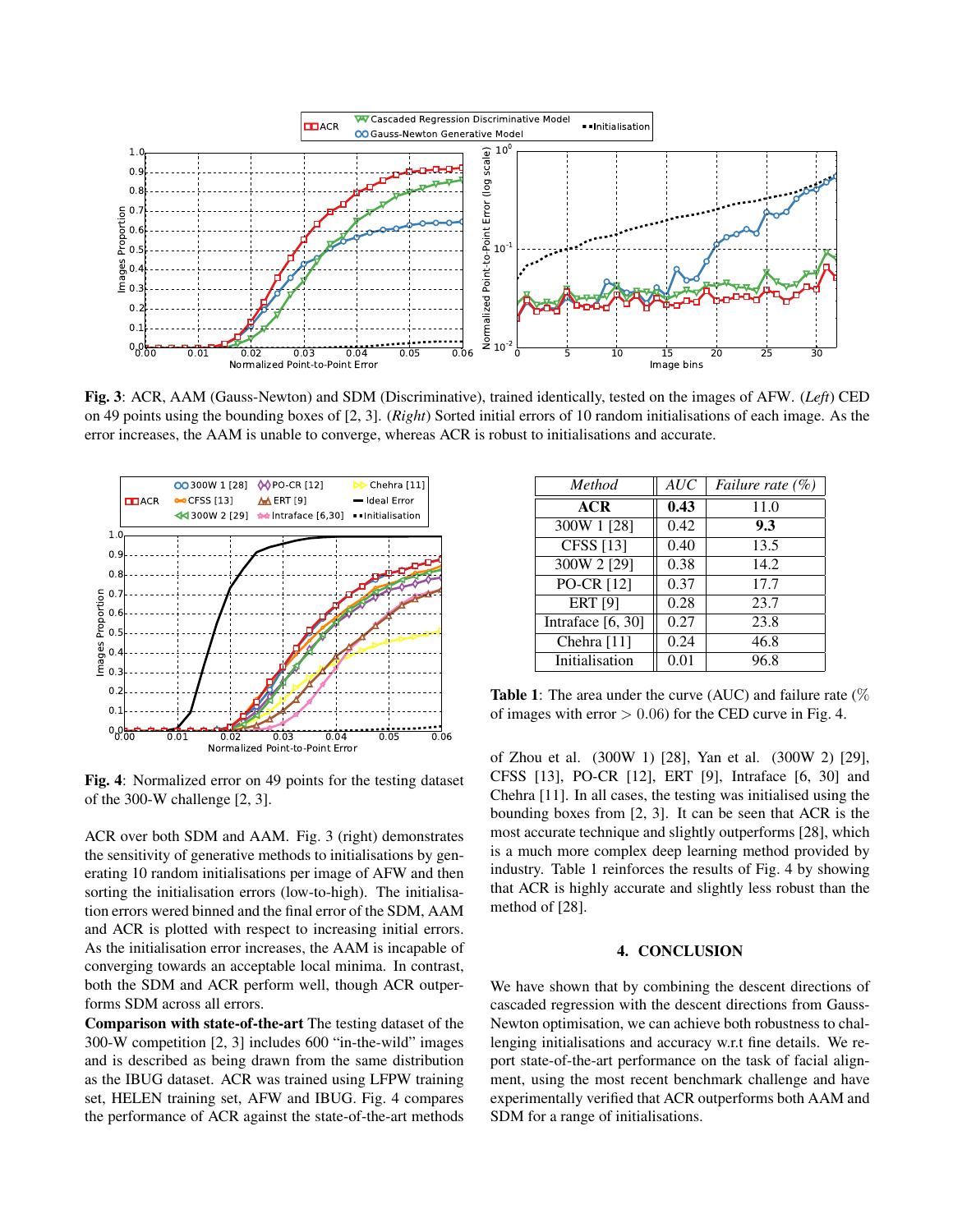**Fig. 3**: ACR, AAM (Gauss-Newton) and SDM (Discriminative), trained identically, tested on the images of AFW. (*Left*) CED on 49 points using the bounding boxes of [2, 3]. (*Right*) Sorted initial errors of 10 random initialisations of each image. As the error increases, the AAM is unable to converge, whereas ACR is robust to initialisations and accurate.

**Fig. 4**: Normalized error on 49 points for the testing dataset of the 300-W challenge [2, 3].

ACR over both SDM and AAM. Fig. 3 (right) demonstrates the sensitivity of generative methods to initialisations by generating 10 random initialisations per image of AFW and then sorting the initialisation errors (low-to-high). The initialisation errors wered binned and the final error of the SDM, AAM and ACR is plotted with respect to increasing initial errors. As the initialisation error increases, the AAM is incapable of converging towards an acceptable local minima. In contrast, both the SDM and ACR perform well, though ACR outperforms SDM across all errors.

**Comparison with state-of-the-art** The testing dataset of the 300-W competition [2, 3] includes 600 "in-the-wild" images and is described as being drawn from the same distribution as the IBUG dataset. ACR was trained using LFPW training set, HELEN training set, AFW and IBUG. Fig. 4 compares the performance of ACR against the state-of-the-art methods

| *Method* | *AUC* | *Failure rate (%)* |
|---|---|---|
| **ACR** | **0.43** | 11.0 |
| 300W 1 [28] | 0.42 | **9.3** |
| CFSS [13] | 0.40 | 13.5 |
| 300W 2 [29] | 0.38 | 14.2 |
| PO-CR [12] | 0.37 | 17.7 |
| ERT [9] | 0.28 | 23.7 |
| Intraface [6, 30] | 0.27 | 23.8 |
| Chehra [11] | 0.24 | 46.8 |
| Initialisation | 0.01 | 96.8 |

**Table 1**: The area under the curve (AUC) and failure rate (% of images with error $> 0.06$) for the CED curve in Fig. 4.

of Zhou et al. (300W 1) [28], Yan et al. (300W 2) [29], CFSS [13], PO-CR [12], ERT [9], Intraface [6, 30] and Chehra [11]. In all cases, the testing was initialised using the bounding boxes from [2, 3]. It can be seen that ACR is the most accurate technique and slightly outperforms [28], which is a much more complex deep learning method provided by industry. Table 1 reinforces the results of Fig. 4 by showing that ACR is highly accurate and slightly less robust than the method of [28].

## 4. CONCLUSION

We have shown that by combining the descent directions of cascaded regression with the descent directions from Gauss-Newton optimisation, we can achieve both robustness to challenging initialisations and accuracy w.r.t fine details. We report state-of-the-art performance on the task of facial alignment, using the most recent benchmark challenge and have experimentally verified that ACR outperforms both AAM and SDM for a range of initialisations.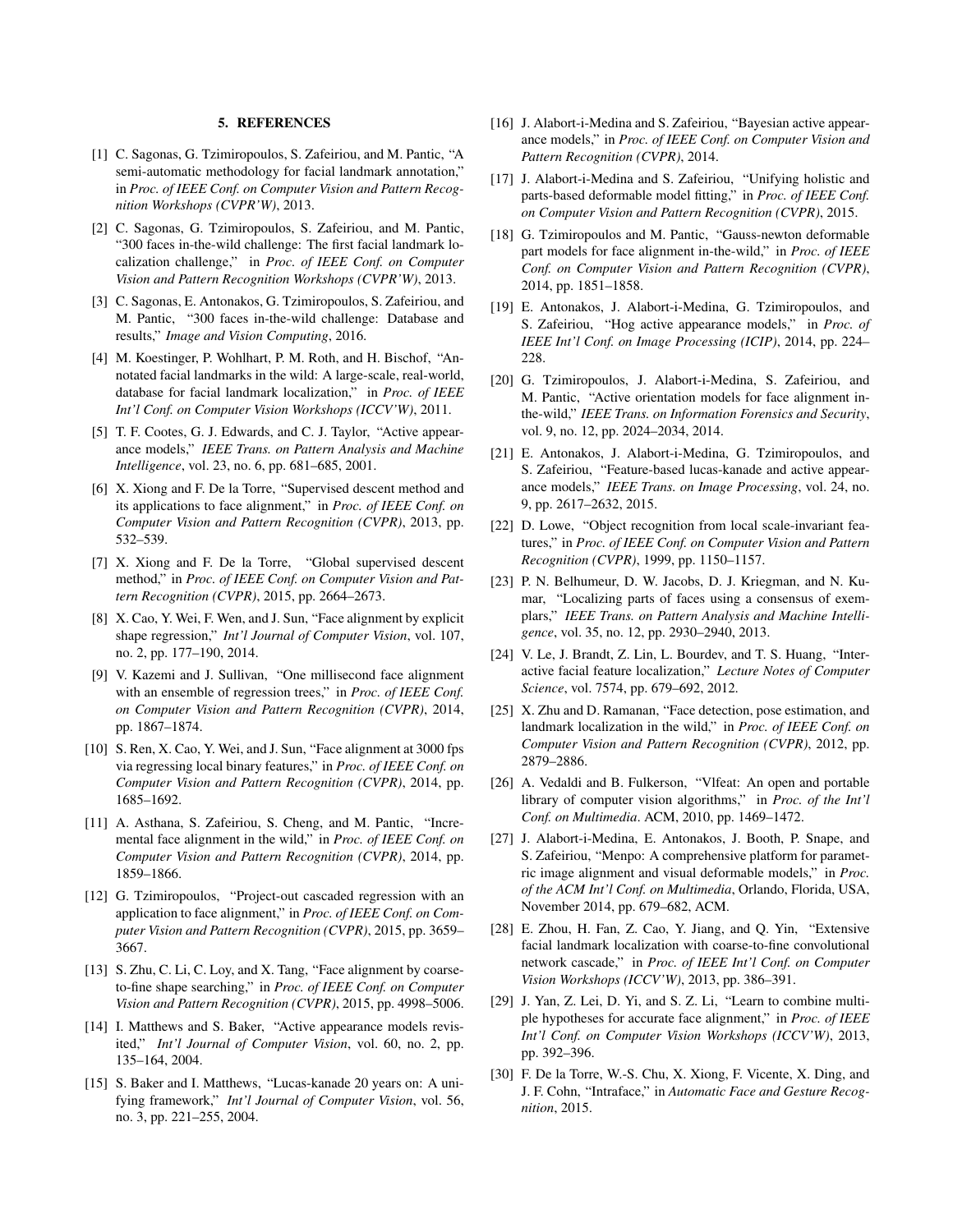## 5. REFERENCES

[1] C. Sagonas, G. Tzimiropoulos, S. Zafeiriou, and M. Pantic, "A semi-automatic methodology for facial landmark annotation," in *Proc. of IEEE Conf. on Computer Vision and Pattern Recognition Workshops (CVPR'W)*, 2013.

[2] C. Sagonas, G. Tzimiropoulos, S. Zafeiriou, and M. Pantic, "300 faces in-the-wild challenge: The first facial landmark localization challenge," in *Proc. of IEEE Conf. on Computer Vision and Pattern Recognition Workshops (CVPR'W)*, 2013.

[3] C. Sagonas, E. Antonakos, G. Tzimiropoulos, S. Zafeiriou, and M. Pantic, "300 faces in-the-wild challenge: Database and results," *Image and Vision Computing*, 2016.

[4] M. Koestinger, P. Wohlhart, P. M. Roth, and H. Bischof, "Annotated facial landmarks in the wild: A large-scale, real-world, database for facial landmark localization," in *Proc. of IEEE Int'l Conf. on Computer Vision Workshops (ICCV'W)*, 2011.

[5] T. F. Cootes, G. J. Edwards, and C. J. Taylor, "Active appearance models," *IEEE Trans. on Pattern Analysis and Machine Intelligence*, vol. 23, no. 6, pp. 681–685, 2001.

[6] X. Xiong and F. De la Torre, "Supervised descent method and its applications to face alignment," in *Proc. of IEEE Conf. on Computer Vision and Pattern Recognition (CVPR)*, 2013, pp. 532–539.

[7] X. Xiong and F. De la Torre, "Global supervised descent method," in *Proc. of IEEE Conf. on Computer Vision and Pattern Recognition (CVPR)*, 2015, pp. 2664–2673.

[8] X. Cao, Y. Wei, F. Wen, and J. Sun, "Face alignment by explicit shape regression," *Int'l Journal of Computer Vision*, vol. 107, no. 2, pp. 177–190, 2014.

[9] V. Kazemi and J. Sullivan, "One millisecond face alignment with an ensemble of regression trees," in *Proc. of IEEE Conf. on Computer Vision and Pattern Recognition (CVPR)*, 2014, pp. 1867–1874.

[10] S. Ren, X. Cao, Y. Wei, and J. Sun, "Face alignment at 3000 fps via regressing local binary features," in *Proc. of IEEE Conf. on Computer Vision and Pattern Recognition (CVPR)*, 2014, pp. 1685–1692.

[11] A. Asthana, S. Zafeiriou, S. Cheng, and M. Pantic, "Incremental face alignment in the wild," in *Proc. of IEEE Conf. on Computer Vision and Pattern Recognition (CVPR)*, 2014, pp. 1859–1866.

[12] G. Tzimiropoulos, "Project-out cascaded regression with an application to face alignment," in *Proc. of IEEE Conf. on Computer Vision and Pattern Recognition (CVPR)*, 2015, pp. 3659–3667.

[13] S. Zhu, C. Li, C. Loy, and X. Tang, "Face alignment by coarse-to-fine shape searching," in *Proc. of IEEE Conf. on Computer Vision and Pattern Recognition (CVPR)*, 2015, pp. 4998–5006.

[14] I. Matthews and S. Baker, "Active appearance models revisited," *Int'l Journal of Computer Vision*, vol. 60, no. 2, pp. 135–164, 2004.

[15] S. Baker and I. Matthews, "Lucas-kanade 20 years on: A unifying framework," *Int'l Journal of Computer Vision*, vol. 56, no. 3, pp. 221–255, 2004.

[16] J. Alabort-i-Medina and S. Zafeiriou, "Bayesian active appearance models," in *Proc. of IEEE Conf. on Computer Vision and Pattern Recognition (CVPR)*, 2014.

[17] J. Alabort-i-Medina and S. Zafeiriou, "Unifying holistic and parts-based deformable model fitting," in *Proc. of IEEE Conf. on Computer Vision and Pattern Recognition (CVPR)*, 2015.

[18] G. Tzimiropoulos and M. Pantic, "Gauss-newton deformable part models for face alignment in-the-wild," in *Proc. of IEEE Conf. on Computer Vision and Pattern Recognition (CVPR)*, 2014, pp. 1851–1858.

[19] E. Antonakos, J. Alabort-i-Medina, G. Tzimiropoulos, and S. Zafeiriou, "Hog active appearance models," in *Proc. of IEEE Int'l Conf. on Image Processing (ICIP)*, 2014, pp. 224–228.

[20] G. Tzimiropoulos, J. Alabort-i-Medina, S. Zafeiriou, and M. Pantic, "Active orientation models for face alignment in-the-wild," *IEEE Trans. on Information Forensics and Security*, vol. 9, no. 12, pp. 2024–2034, 2014.

[21] E. Antonakos, J. Alabort-i-Medina, G. Tzimiropoulos, and S. Zafeiriou, "Feature-based lucas-kanade and active appearance models," *IEEE Trans. on Image Processing*, vol. 24, no. 9, pp. 2617–2632, 2015.

[22] D. Lowe, "Object recognition from local scale-invariant features," in *Proc. of IEEE Conf. on Computer Vision and Pattern Recognition (CVPR)*, 1999, pp. 1150–1157.

[23] P. N. Belhumeur, D. W. Jacobs, D. J. Kriegman, and N. Kumar, "Localizing parts of faces using a consensus of exemplars," *IEEE Trans. on Pattern Analysis and Machine Intelligence*, vol. 35, no. 12, pp. 2930–2940, 2013.

[24] V. Le, J. Brandt, Z. Lin, L. Bourdev, and T. S. Huang, "Interactive facial feature localization," *Lecture Notes of Computer Science*, vol. 7574, pp. 679–692, 2012.

[25] X. Zhu and D. Ramanan, "Face detection, pose estimation, and landmark localization in the wild," in *Proc. of IEEE Conf. on Computer Vision and Pattern Recognition (CVPR)*, 2012, pp. 2879–2886.

[26] A. Vedaldi and B. Fulkerson, "Vlfeat: An open and portable library of computer vision algorithms," in *Proc. of the Int'l Conf. on Multimedia*. ACM, 2010, pp. 1469–1472.

[27] J. Alabort-i-Medina, E. Antonakos, J. Booth, P. Snape, and S. Zafeiriou, "Menpo: A comprehensive platform for parametric image alignment and visual deformable models," in *Proc. of the ACM Int'l Conf. on Multimedia*, Orlando, Florida, USA, November 2014, pp. 679–682, ACM.

[28] E. Zhou, H. Fan, Z. Cao, Y. Jiang, and Q. Yin, "Extensive facial landmark localization with coarse-to-fine convolutional network cascade," in *Proc. of IEEE Int'l Conf. on Computer Vision Workshops (ICCV'W)*, 2013, pp. 386–391.

[29] J. Yan, Z. Lei, D. Yi, and S. Z. Li, "Learn to combine multiple hypotheses for accurate face alignment," in *Proc. of IEEE Int'l Conf. on Computer Vision Workshops (ICCV'W)*, 2013, pp. 392–396.

[30] F. De la Torre, W.-S. Chu, X. Xiong, F. Vicente, X. Ding, and J. F. Cohn, "Intraface," in *Automatic Face and Gesture Recognition*, 2015.